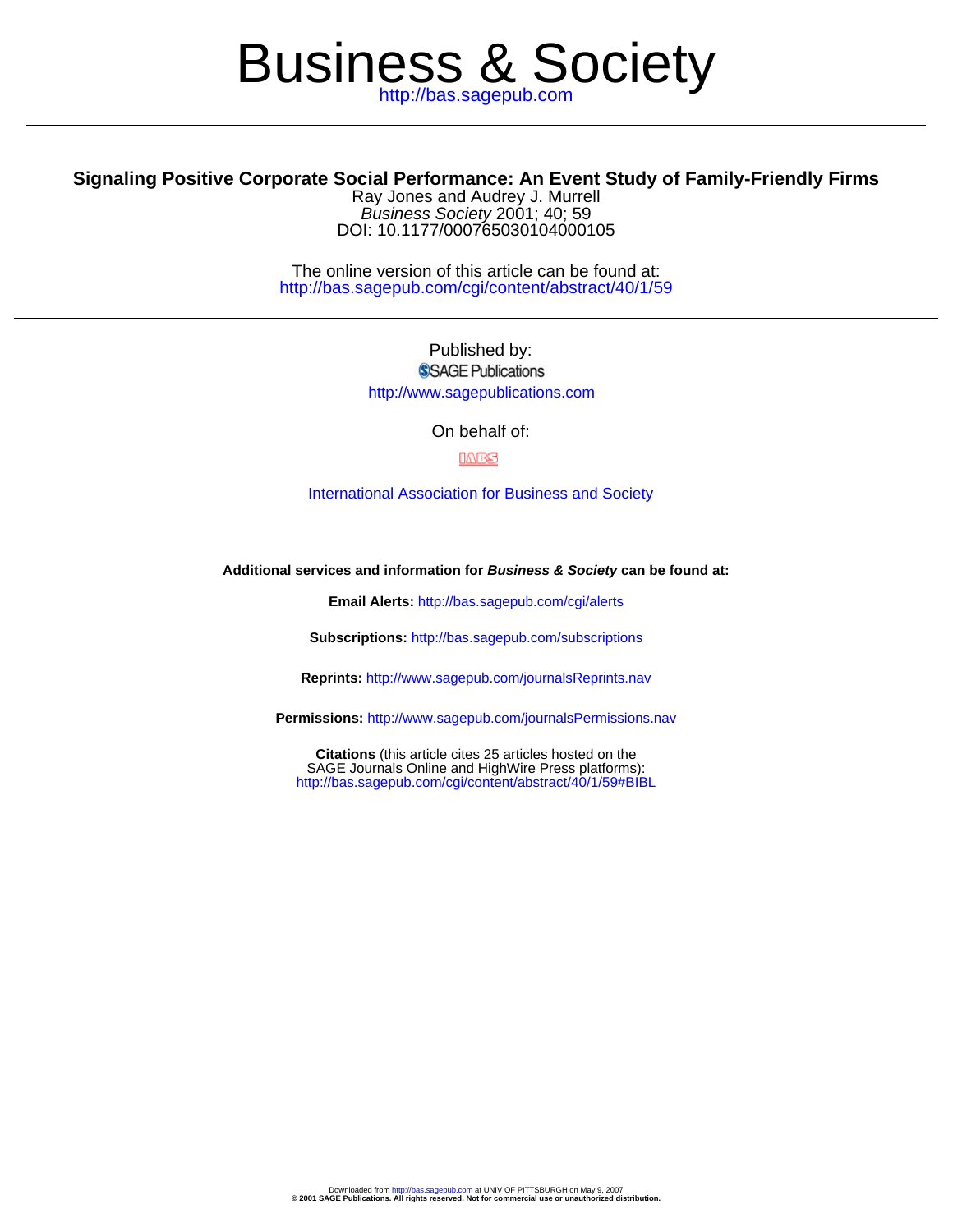# Business & Society

http://bas.sagepub.com

---

## Signaling Positive Corporate Social Performance: An Event Study of Family-Friendly Firms

Ray Jones and Audrey J. Murrell

*Business Society* 2001; 40; 59

DOI: 10.1177/000765030104000105

The online version of this article can be found at:
http://bas.sagepub.com/cgi/content/abstract/40/1/59

---

Published by:

SAGE Publications

http://www.sagepublications.com

On behalf of:

IABS

International Association for Business and Society

**Additional services and information for *Business & Society* can be found at:**

**Email Alerts:** http://bas.sagepub.com/cgi/alerts

**Subscriptions:** http://bas.sagepub.com/subscriptions

**Reprints:** http://www.sagepub.com/journalsReprints.nav

**Permissions:** http://www.sagepub.com/journalsPermissions.nav

**Citations** (this article cites 25 articles hosted on the SAGE Journals Online and HighWire Press platforms):
http://bas.sagepub.com/cgi/content/abstract/40/1/59#BIBL

Downloaded from http://bas.sagepub.com at UNIV OF PITTSBURGH on May 9, 2007
**© 2001 SAGE Publications. All rights reserved. Not for commercial use or unauthorized distribution.**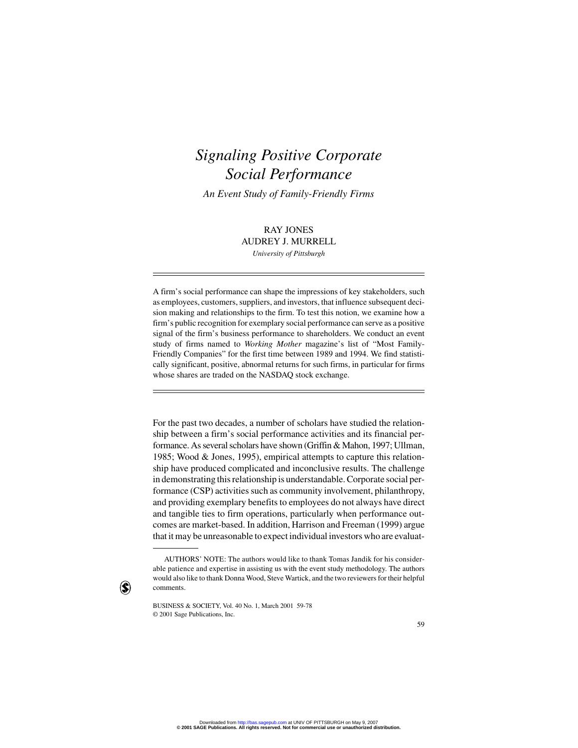# *Signaling Positive Corporate Social Performance*

## *An Event Study of Family-Friendly Firms*

RAY JONES
AUDREY J. MURRELL
*University of Pittsburgh*

A firm's social performance can shape the impressions of key stakeholders, such as employees, customers, suppliers, and investors, that influence subsequent decision making and relationships to the firm. To test this notion, we examine how a firm's public recognition for exemplary social performance can serve as a positive signal of the firm's business performance to shareholders. We conduct an event study of firms named to *Working Mother* magazine's list of "Most Family-Friendly Companies" for the first time between 1989 and 1994. We find statistically significant, positive, abnormal returns for such firms, in particular for firms whose shares are traded on the NASDAQ stock exchange.

For the past two decades, a number of scholars have studied the relationship between a firm's social performance activities and its financial performance. As several scholars have shown (Griffin & Mahon, 1997; Ullman, 1985; Wood & Jones, 1995), empirical attempts to capture this relationship have produced complicated and inconclusive results. The challenge in demonstrating this relationship is understandable. Corporate social performance (CSP) activities such as community involvement, philanthropy, and providing exemplary benefits to employees do not always have direct and tangible ties to firm operations, particularly when performance outcomes are market-based. In addition, Harrison and Freeman (1999) argue that it may be unreasonable to expect individual investors who are evaluat-

AUTHORS' NOTE: The authors would like to thank Tomas Jandik for his considerable patience and expertise in assisting us with the event study methodology. The authors would also like to thank Donna Wood, Steve Wartick, and the two reviewers for their helpful comments.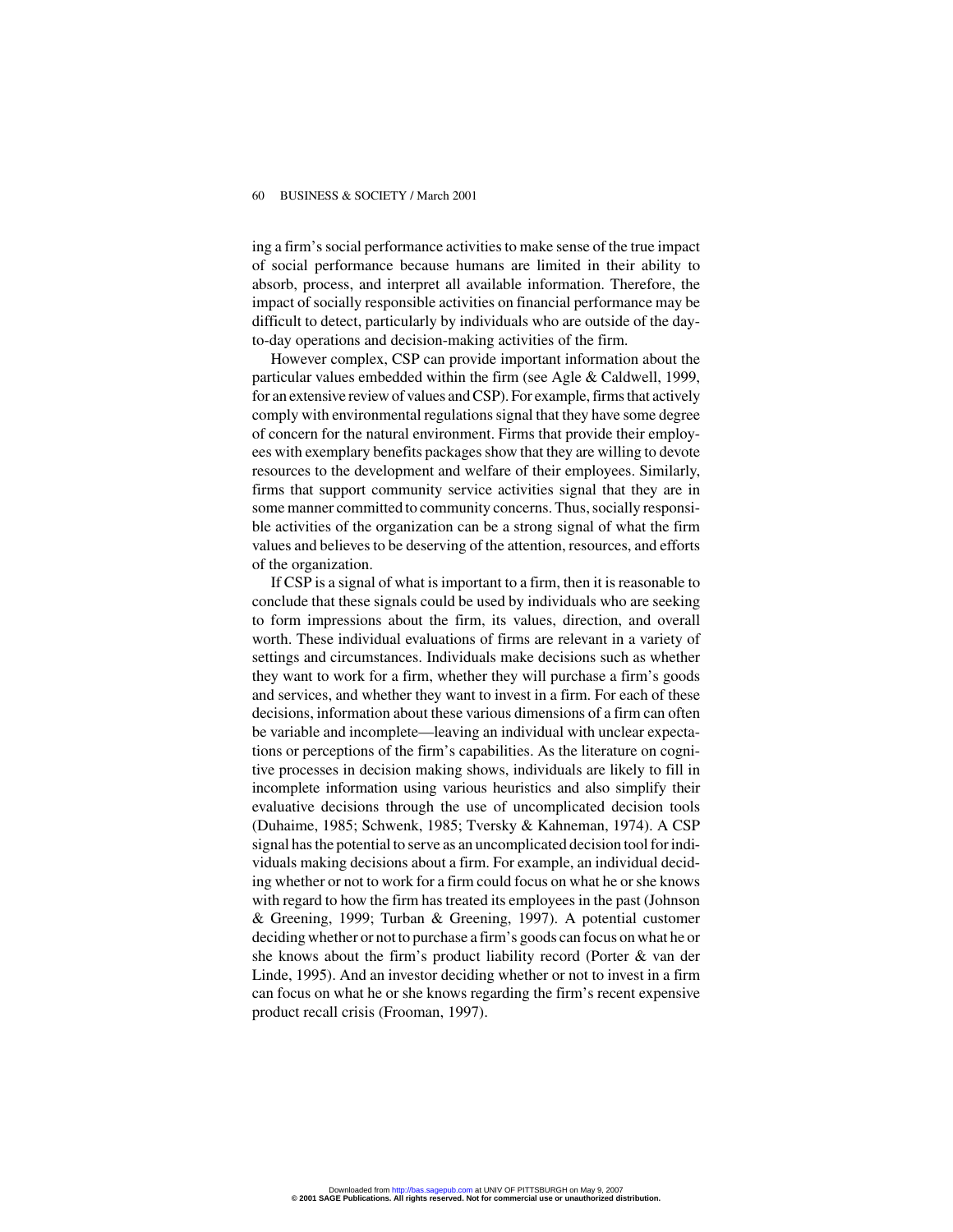ing a firm's social performance activities to make sense of the true impact of social performance because humans are limited in their ability to absorb, process, and interpret all available information. Therefore, the impact of social responsible activities on financial performance may be difficult to detect, particularly by individuals who are outside of the day-to-day operations and decision-making activities of the firm.

However complex, CSP can provide important information about the particular values embedded within the firm (see Agle & Caldwell, 1999, for an extensive review of values and CSP). For example, firms that actively comply with environmental regulations signal that they have some degree of concern for the natural environment. Firms that provide their employees with exemplary benefits packages show that they are willing to devote resources to the development and welfare of their employees. Similarly, firms that support community service activities signal that they are in some manner committed to community concerns. Thus, socially responsible activities of the organization can be a strong signal of what the firm values and believes to be deserving of the attention, resources, and efforts of the organization.

If CSP is a signal of what is important to a firm, then it is reasonable to conclude that these signals could be used by individuals who are seeking to form impressions about the firm, its values, direction, and overall worth. These individual evaluations of firms are relevant in a variety of settings and circumstances. Individuals make decisions such as whether they want to work for a firm, whether they will purchase a firm's goods and services, and whether they want to invest in a firm. For each of these decisions, information about these various dimensions of a firm can often be variable and incomplete—leaving an individual with unclear expectations or perceptions of the firm's capabilities. As the literature on cognitive processes in decision making shows, individuals are likely to fill in incomplete information using various heuristics and also simplify their evaluative decisions through the use of uncomplicated decision tools (Duhaime, 1985; Schwenk, 1985; Tversky & Kahneman, 1974). A CSP signal has the potential to serve as an uncomplicated decision tool for individuals making decisions about a firm. For example, an individual deciding whether or not to work for a firm could focus on what he or she knows with regard to how the firm has treated its employees in the past (Johnson & Greening, 1999; Turban & Greening, 1997). A potential customer deciding whether or not to purchase a firm's goods can focus on what he or she knows about the firm's product liability record (Porter & van der Linde, 1995). And an investor deciding whether or not to invest in a firm can focus on what he or she knows regarding the firm's recent expensive product recall crisis (Frooman, 1997).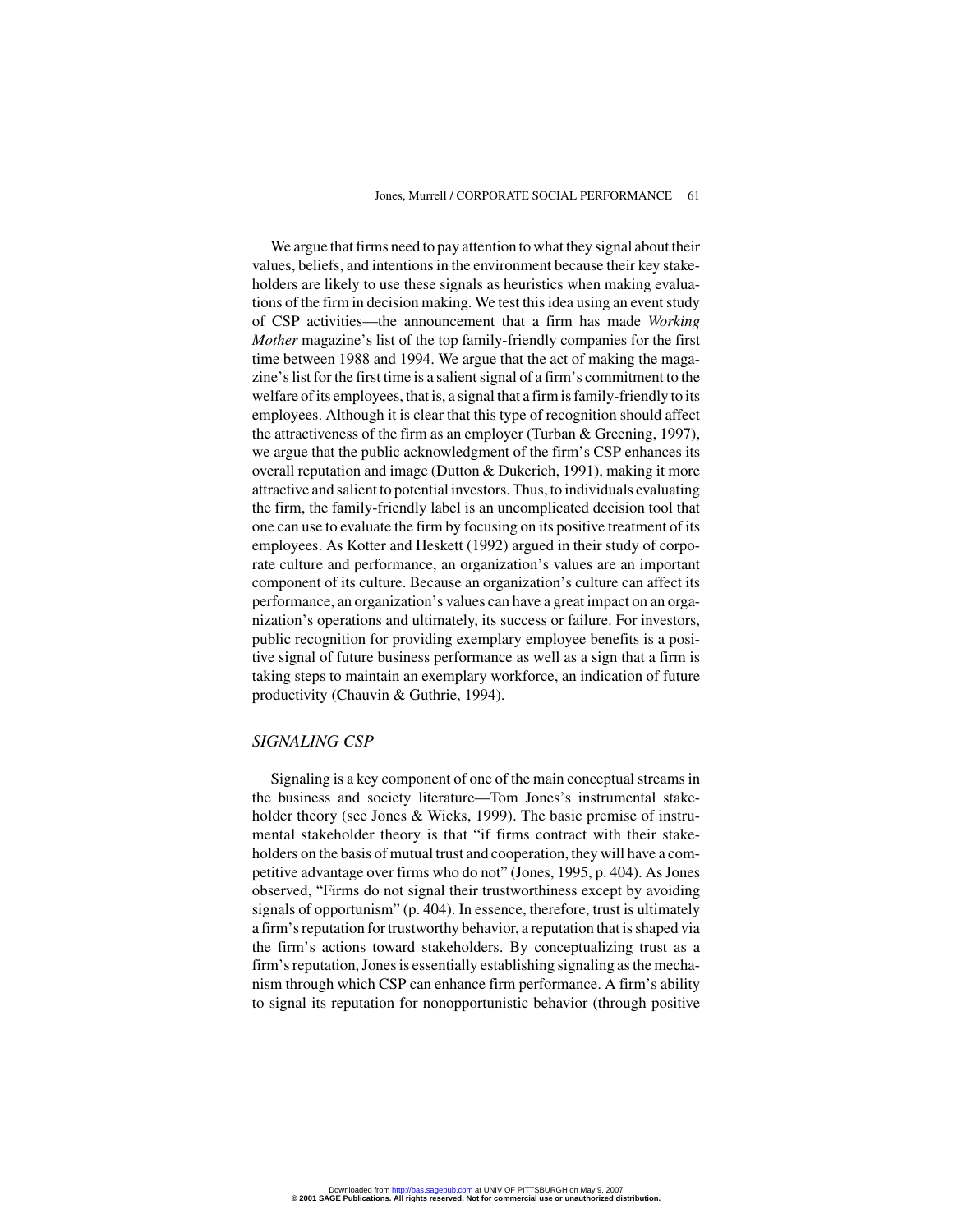We argue that firms need to pay attention to what they signal about their values, beliefs, and intentions in the environment because their key stakeholders are likely to use these signals as heuristics when making evaluations of the firm in decision making. We test this idea using an event study of CSP activities—the announcement that a firm has made *Working Mother* magazine's list of the top family-friendly companies for the first time between 1988 and 1994. We argue that the act of making the magazine's list for the first time is a salient signal of a firm's commitment to the welfare of its employees, that is, a signal that a firm is family-friendly to its employees. Although it is clear that this type of recognition should affect the attractiveness of the firm as an employer (Turban & Greening, 1997), we argue that the public acknowledgment of the firm's CSP enhances its overall reputation and image (Dutton & Dukerich, 1991), making it more attractive and salient to potential investors. Thus, to individuals evaluating the firm, the family-friendly label is an uncomplicated decision tool that one can use to evaluate the firm by focusing on its positive treatment of its employees. As Kotter and Heskett (1992) argued in their study of corporate culture and performance, an organization's values are an important component of its culture. Because an organization's culture can affect its performance, an organization's values can have a great impact on an organization's operations and ultimately, its success or failure. For investors, public recognition for providing exemplary employee benefits is a positive signal of future business performance as well as a sign that a firm is taking steps to maintain an exemplary workforce, an indication of future productivity (Chauvin & Guthrie, 1994).

## *SIGNALING CSP*

Signaling is a key component of one of the main conceptual streams in the business and society literature—Tom Jones's instrumental stakeholder theory (see Jones & Wicks, 1999). The basic premise of instrumental stakeholder theory is that "if firms contract with their stakeholders on the basis of mutual trust and cooperation, they will have a competitive advantage over firms who do not" (Jones, 1995, p. 404). As Jones observed, "Firms do not signal their trustworthiness except by avoiding signals of opportunism" (p. 404). In essence, therefore, trust is ultimately a firm's reputation for trustworthy behavior, a reputation that is shaped via the firm's actions toward stakeholders. By conceptualizing trust as a firm's reputation, Jones is essentially establishing signaling as the mechanism through which CSP can enhance firm performance. A firm's ability to signal its reputation for nonopportunistic behavior (through positive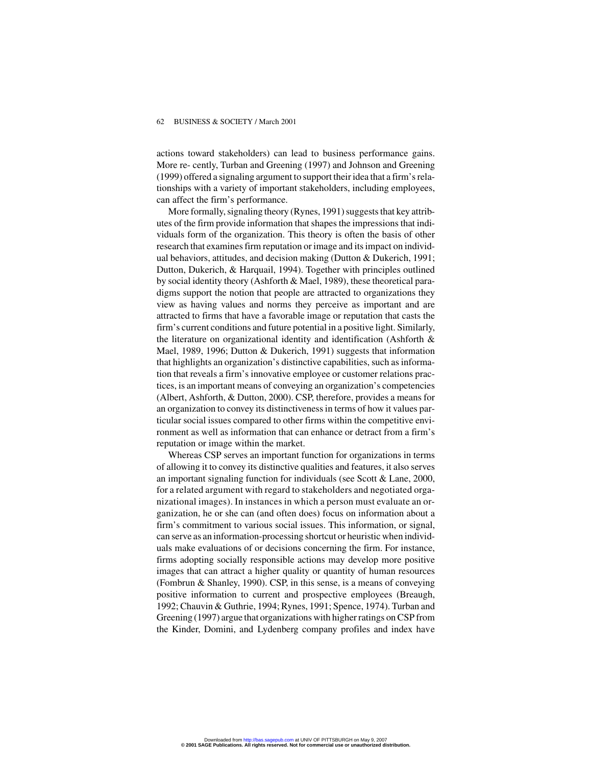actions toward stakeholders) can lead to business performance gains. More re- cently, Turban and Greening (1997) and Johnson and Greening (1999) offered a signaling argument to support their idea that a firm's relationships with a variety of important stakeholders, including employees, can affect the firm's performance.

More formally, signaling theory (Rynes, 1991) suggests that key attributes of the firm provide information that shapes the impressions that individuals form of the organization. This theory is often the basis of other research that examines firm reputation or image and its impact on individual behaviors, attitudes, and decision making (Dutton & Dukerich, 1991; Dutton, Dukerich, & Harquail, 1994). Together with principles outlined by social identity theory (Ashforth & Mael, 1989), these theoretical paradigms support the notion that people are attracted to organizations they view as having values and norms they perceive as important and are attracted to firms that have a favorable image or reputation that casts the firm's current conditions and future potential in a positive light. Similarly, the literature on organizational identity and identification (Ashforth & Mael, 1989, 1996; Dutton & Dukerich, 1991) suggests that information that highlights an organization's distinctive capabilities, such as information that reveals a firm's innovative employee or customer relations practices, is an important means of conveying an organization's competencies (Albert, Ashforth, & Dutton, 2000). CSP, therefore, provides a means for an organization to convey its distinctiveness in terms of how it values particular social issues compared to other firms within the competitive environment as well as information that can enhance or detract from a firm's reputation or image within the market.

Whereas CSP serves an important function for organizations in terms of allowing it to convey its distinctive qualities and features, it also serves an important signaling function for individuals (see Scott & Lane, 2000, for a related argument with regard to stakeholders and negotiated organizational images). In instances in which a person must evaluate an organization, he or she can (and often does) focus on information about a firm's commitment to various social issues. This information, or signal, can serve as an information-processing shortcut or heuristic when individuals make evaluations of or decisions concerning the firm. For instance, firms adopting socially responsible actions may develop more positive images that can attract a higher quality or quantity of human resources (Fombrun & Shanley, 1990). CSP, in this sense, is a means of conveying positive information to current and prospective employees (Breaugh, 1992; Chauvin & Guthrie, 1994; Rynes, 1991; Spence, 1974). Turban and Greening (1997) argue that organizations with higher ratings on CSP from the Kinder, Domini, and Lydenberg company profiles and index have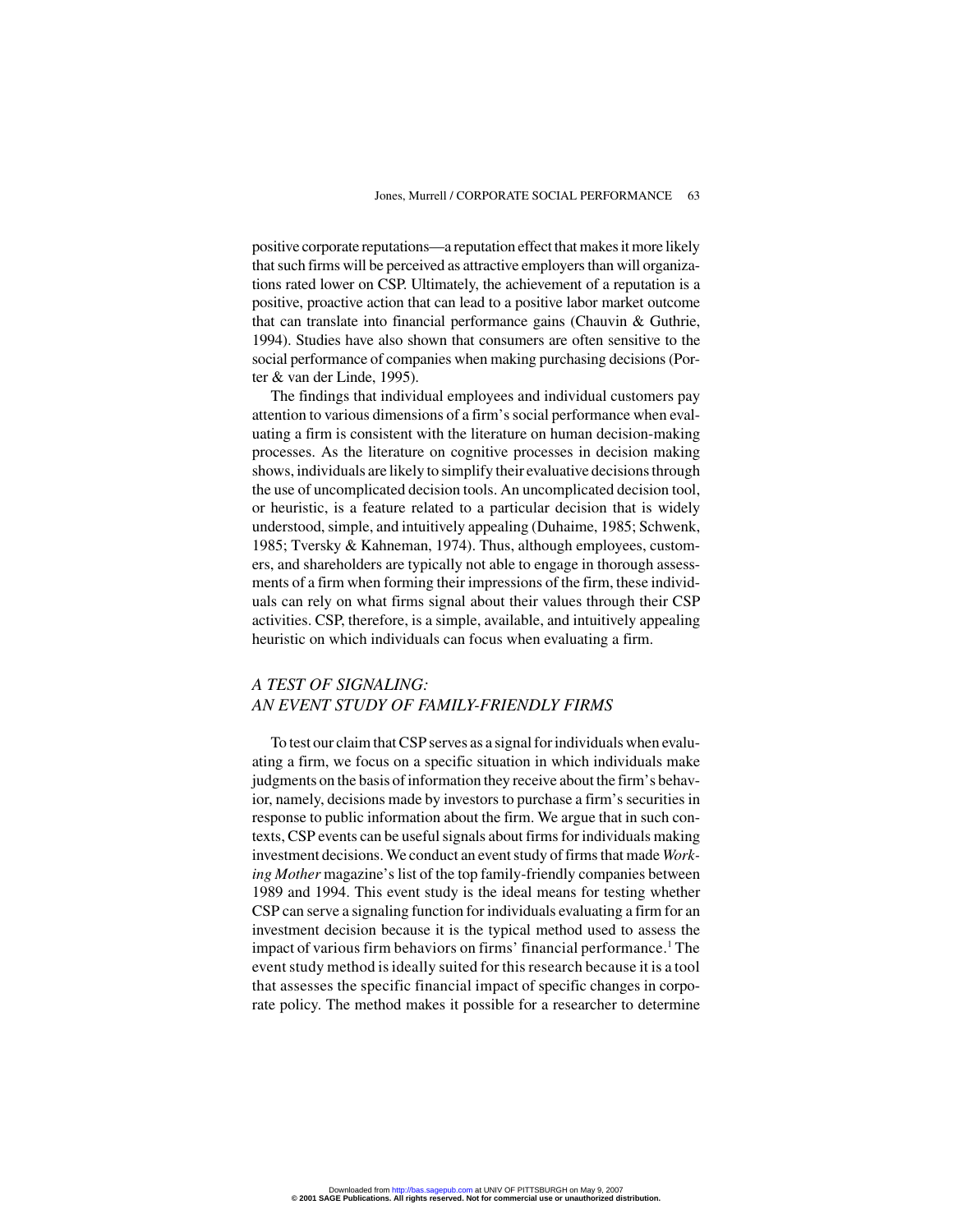positive corporate reputations—a reputation effect that makes it more likely that such firms will be perceived as attractive employers than will organizations rated lower on CSP. Ultimately, the achievement of a reputation is a positive, proactive action that can lead to a positive labor market outcome that can translate into financial performance gains (Chauvin & Guthrie, 1994). Studies have also shown that consumers are often sensitive to the social performance of companies when making purchasing decisions (Porter & van der Linde, 1995).

The findings that individual employees and individual customers pay attention to various dimensions of a firm's social performance when evaluating a firm is consistent with the literature on human decision-making processes. As the literature on cognitive processes in decision making shows, individuals are likely to simplify their evaluative decisions through the use of uncomplicated decision tools. An uncomplicated decision tool, or heuristic, is a feature related to a particular decision that is widely understood, simple, and intuitively appealing (Duhaime, 1985; Schwenk, 1985; Tversky & Kahneman, 1974). Thus, although employees, customers, and shareholders are typically not able to engage in thorough assessments of a firm when forming their impressions of the firm, these individuals can rely on what firms signal about their values through their CSP activities. CSP, therefore, is a simple, available, and intuitively appealing heuristic on which individuals can focus when evaluating a firm.

## *A TEST OF SIGNALING: AN EVENT STUDY OF FAMILY-FRIENDLY FIRMS*

To test our claim that CSP serves as a signal for individuals when evaluating a firm, we focus on a specific situation in which individuals make judgments on the basis of information they receive about the firm's behavior, namely, decisions made by investors to purchase a firm's securities in response to public information about the firm. We argue that in such contexts, CSP events can be useful signals about firms for individuals making investment decisions. We conduct an event study of firms that made *Working Mother* magazine's list of the top family-friendly companies between 1989 and 1994. This event study is the ideal means for testing whether CSP can serve a signaling function for individuals evaluating a firm for an investment decision because it is the typical method used to assess the impact of various firm behaviors on firms' financial performance.[1] The event study method is ideally suited for this research because it is a tool that assesses the specific financial impact of specific changes in corporate policy. The method makes it possible for a researcher to determine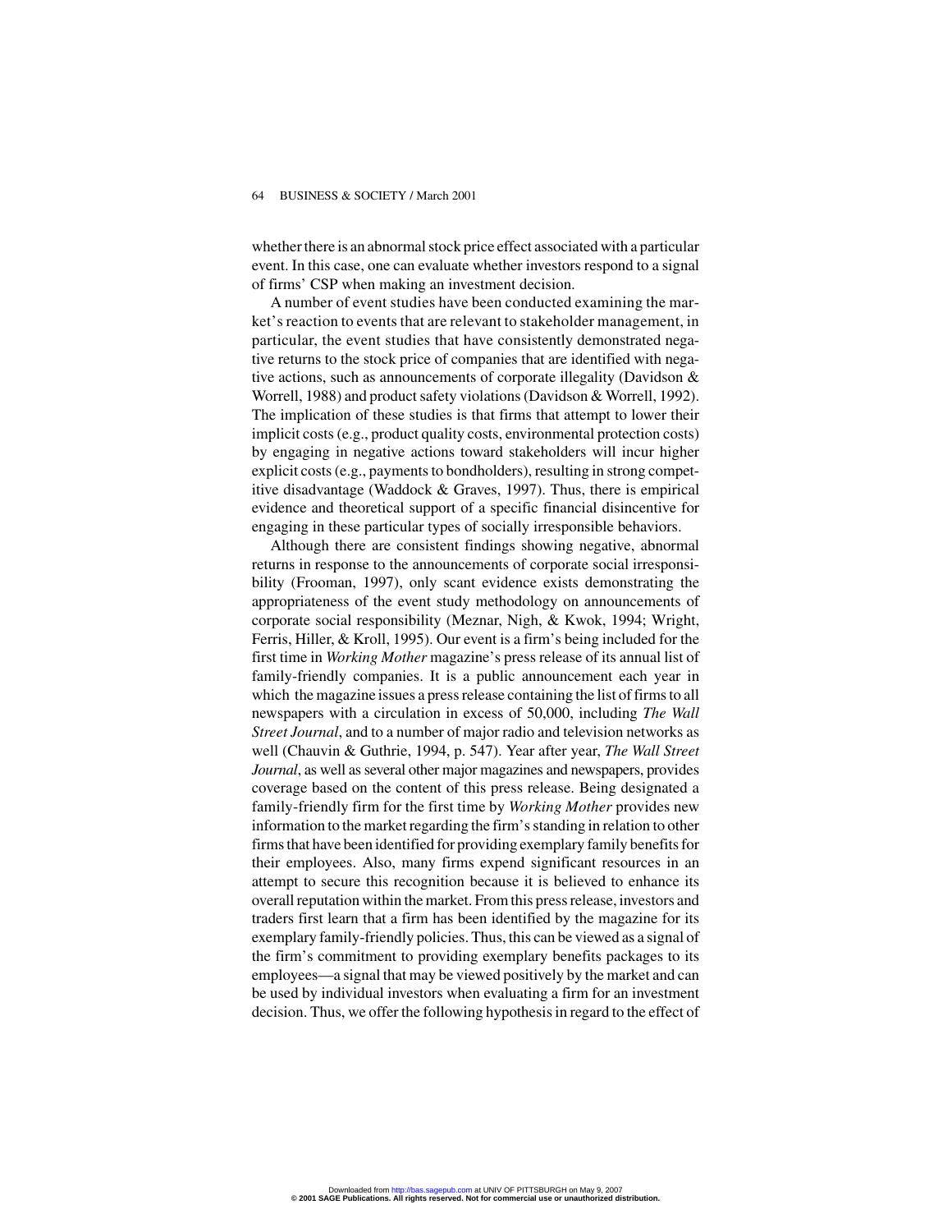whether there is an abnormal stock price effect associated with a particular event. In this case, one can evaluate whether investors respond to a signal of firms' CSP when making an investment decision.

A number of event studies have been conducted examining the market's reaction to events that are relevant to stakeholder management, in particular, the event studies that have consistently demonstrated negative returns to the stock price of companies that are identified with negative actions, such as announcements of corporate illegality (Davidson & Worrell, 1988) and product safety violations (Davidson & Worrell, 1992). The implication of these studies is that firms that attempt to lower their implicit costs (e.g., product quality costs, environmental protection costs) by engaging in negative actions toward stakeholders will incur higher explicit costs (e.g., payments to bondholders), resulting in strong competitive disadvantage (Waddock & Graves, 1997). Thus, there is empirical evidence and theoretical support of a specific financial disincentive for engaging in these particular types of socially irresponsible behaviors.

Although there are consistent findings showing negative, abnormal returns in response to the announcements of corporate social irresponsibility (Frooman, 1997), only scant evidence exists demonstrating the appropriateness of the event study methodology on announcements of corporate social responsibility (Meznar, Nigh, & Kwok, 1994; Wright, Ferris, Hiller, & Kroll, 1995). Our event is a firm's being included for the first time in *Working Mother* magazine's press release of its annual list of family-friendly companies. It is a public announcement each year in which the magazine issues a press release containing the list of firms to all newspapers with a circulation in excess of 50,000, including *The Wall Street Journal*, and to a number of major radio and television networks as well (Chauvin & Guthrie, 1994, p. 547). Year after year, *The Wall Street Journal*, as well as several other major magazines and newspapers, provides coverage based on the content of this press release. Being designated a family-friendly firm for the first time by *Working Mother* provides new information to the market regarding the firm's standing in relation to other firms that have been identified for providing exemplary family benefits for their employees. Also, many firms expend significant resources in an attempt to secure this recognition because it is believed to enhance its overall reputation within the market. From this press release, investors and traders first learn that a firm has been identified by the magazine for its exemplary family-friendly policies. Thus, this can be viewed as a signal of the firm's commitment to providing exemplary benefits packages to its employees—a signal that may be viewed positively by the market and can be used by individual investors when evaluating a firm for an investment decision. Thus, we offer the following hypothesis in regard to the effect of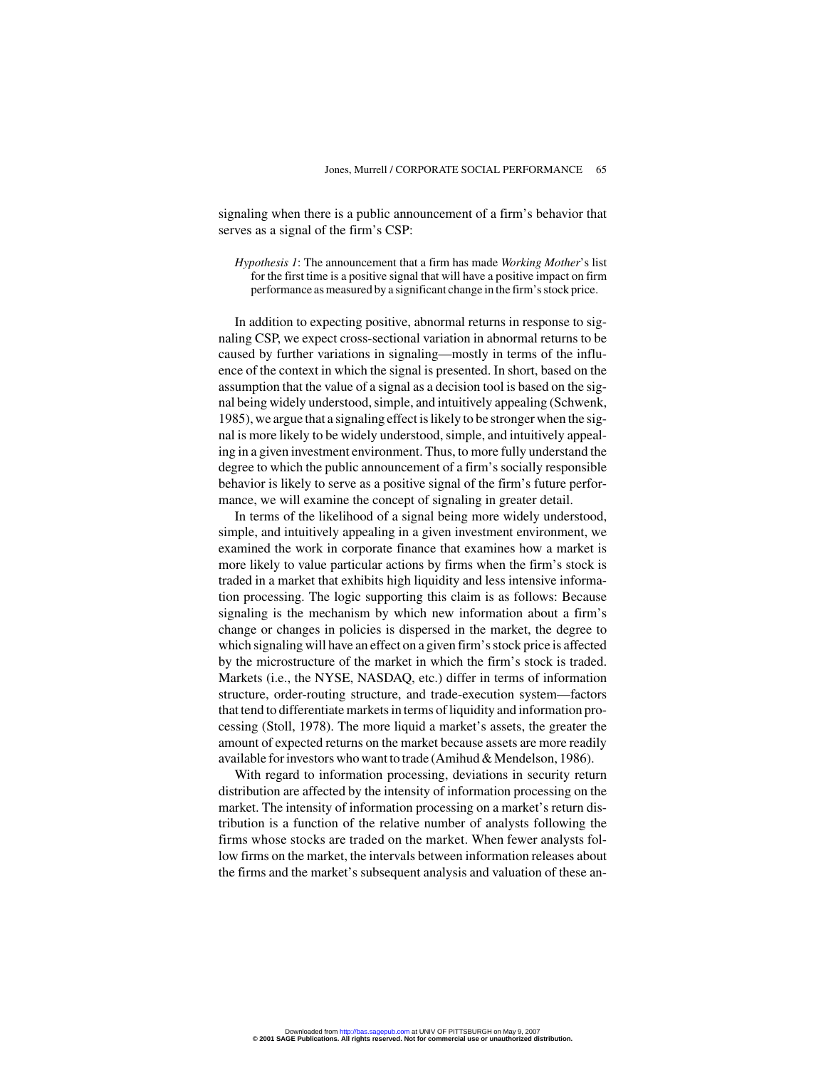signaling when there is a public announcement of a firm's behavior that serves as a signal of the firm's CSP:

> *Hypothesis 1*: The announcement that a firm has made *Working Mother*'s list for the first time is a positive signal that will have a positive impact on firm performance as measured by a significant change in the firm's stock price.

In addition to expecting positive, abnormal returns in response to signaling CSP, we expect cross-sectional variation in abnormal returns to be caused by further variations in signaling—mostly in terms of the influence of the context in which the signal is presented. In short, based on the assumption that the value of a signal as a decision tool is based on the signal being widely understood, simple, and intuitively appealing (Schwenk, 1985), we argue that a signaling effect is likely to be stronger when the signal is more likely to be widely understood, simple, and intuitively appealing in a given investment environment. Thus, to more fully understand the degree to which the public announcement of a firm's socially responsible behavior is likely to serve as a positive signal of the firm's future performance, we will examine the concept of signaling in greater detail.

In terms of the likelihood of a signal being more widely understood, simple, and intuitively appealing in a given investment environment, we examined the work in corporate finance that examines how a market is more likely to value particular actions by firms when the firm's stock is traded in a market that exhibits high liquidity and less intensive information processing. The logic supporting this claim is as follows: Because signaling is the mechanism by which new information about a firm's change or changes in policies is dispersed in the market, the degree to which signaling will have an effect on a given firm's stock price is affected by the microstructure of the market in which the firm's stock is traded. Markets (i.e., the NYSE, NASDAQ, etc.) differ in terms of information structure, order-routing structure, and trade-execution system—factors that tend to differentiate markets in terms of liquidity and information processing (Stoll, 1978). The more liquid a market's assets, the greater the amount of expected returns on the market because assets are more readily available for investors who want to trade (Amihud & Mendelson, 1986).

With regard to information processing, deviations in security return distribution are affected by the intensity of information processing on the market. The intensity of information processing on a market's return distribution is a function of the relative number of analysts following the firms whose stocks are traded on the market. When fewer analysts follow firms on the market, the intervals between information releases about the firms and the market's subsequent analysis and valuation of these an-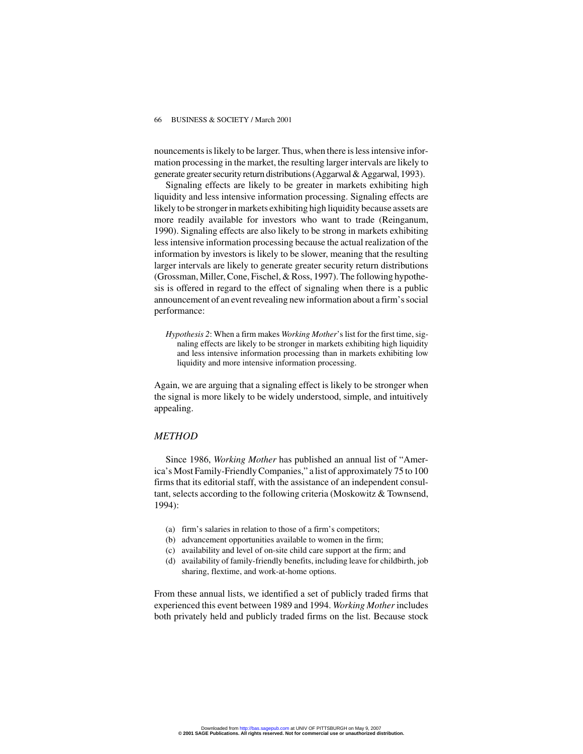nouncements is likely to be larger. Thus, when there is less intensive information processing in the market, the resulting larger intervals are likely to generate greater security return distributions (Aggarwal & Aggarwal, 1993).

Signaling effects are likely to be greater in markets exhibiting high liquidity and less intensive information processing. Signaling effects are likely to be stronger in markets exhibiting high liquidity because assets are more readily available for investors who want to trade (Reinganum, 1990). Signaling effects are also likely to be strong in markets exhibiting less intensive information processing because the actual realization of the information by investors is likely to be slower, meaning that the resulting larger intervals are likely to generate greater security return distributions (Grossman, Miller, Cone, Fischel, & Ross, 1997). The following hypothesis is offered in regard to the effect of signaling when there is a public announcement of an event revealing new information about a firm's social performance:

> *Hypothesis 2*: When a firm makes *Working Mother*'s list for the first time, signaling effects are likely to be stronger in markets exhibiting high liquidity and less intensive information processing than in markets exhibiting low liquidity and more intensive information processing.

Again, we are arguing that a signaling effect is likely to be stronger when the signal is more likely to be widely understood, simple, and intuitively appealing.

## *METHOD*

Since 1986, *Working Mother* has published an annual list of "America's Most Family-Friendly Companies," a list of approximately 75 to 100 firms that its editorial staff, with the assistance of an independent consultant, selects according to the following criteria (Moskowitz & Townsend, 1994):

(a) firm's salaries in relation to those of a firm's competitors;
(b) advancement opportunities available to women in the firm;
(c) availability and level of on-site child care support at the firm; and
(d) availability of family-friendly benefits, including leave for childbirth, job sharing, flextime, and work-at-home options.

From these annual lists, we identified a set of publicly traded firms that experienced this event between 1989 and 1994. *Working Mother* includes both privately held and publicly traded firms on the list. Because stock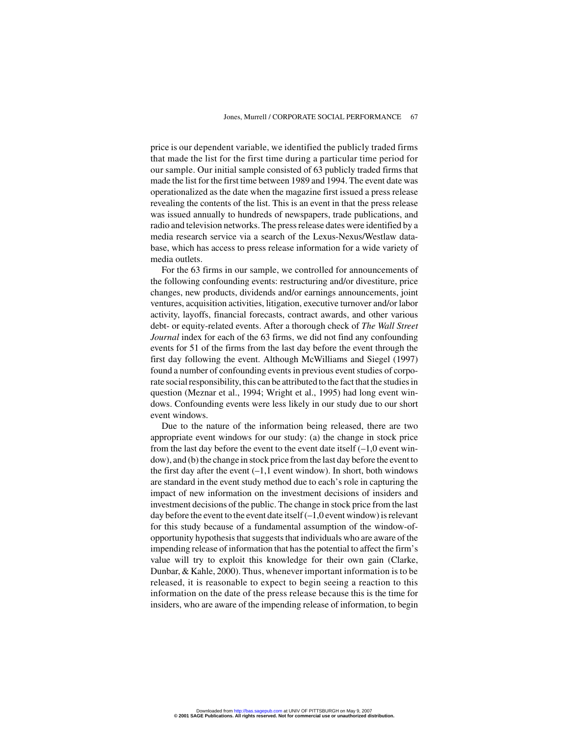price is our dependent variable, we identified the publicly traded firms that made the list for the first time during a particular time period for our sample. Our initial sample consisted of 63 publicly traded firms that made the list for the first time between 1989 and 1994. The event date was operationalized as the date when the magazine first issued a press release revealing the contents of the list. This is an event in that the press release was issued annually to hundreds of newspapers, trade publications, and radio and television networks. The press release dates were identified by a media research service via a search of the Lexus-Nexus/Westlaw database, which has access to press release information for a wide variety of media outlets.

For the 63 firms in our sample, we controlled for announcements of the following confounding events: restructuring and/or divestiture, price changes, new products, dividends and/or earnings announcements, joint ventures, acquisition activities, litigation, executive turnover and/or labor activity, layoffs, financial forecasts, contract awards, and other various debt- or equity-related events. After a thorough check of *The Wall Street Journal* index for each of the 63 firms, we did not find any confounding events for 51 of the firms from the last day before the event through the first day following the event. Although McWilliams and Siegel (1997) found a number of confounding events in previous event studies of corporate social responsibility, this can be attributed to the fact that the studies in question (Meznar et al., 1994; Wright et al., 1995) had long event windows. Confounding events were less likely in our study due to our short event windows.

Due to the nature of the information being released, there are two appropriate event windows for our study: (a) the change in stock price from the last day before the event to the event date itself (–1,0 event window), and (b) the change in stock price from the last day before the event to the first day after the event (–1,1 event window). In short, both windows are standard in the event study method due to each's role in capturing the impact of new information on the investment decisions of insiders and investment decisions of the public. The change in stock price from the last day before the event to the event date itself (–1,0 event window) is relevant for this study because of a fundamental assumption of the window-of-opportunity hypothesis that suggests that individuals who are aware of the impending release of information that has the potential to affect the firm's value will try to exploit this knowledge for their own gain (Clarke, Dunbar, & Kahle, 2000). Thus, whenever important information is to be released, it is reasonable to expect to begin seeing a reaction to this information on the date of the press release because this is the time for insiders, who are aware of the impending release of information, to begin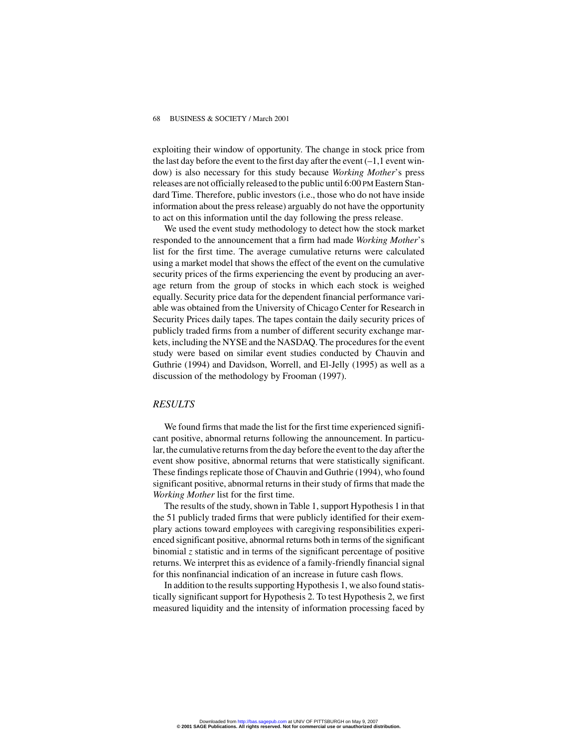exploiting their window of opportunity. The change in stock price from the last day before the event to the first day after the event (–1,1 event window) is also necessary for this study because *Working Mother*'s press releases are not officially released to the public until 6:00 PM Eastern Standard Time. Therefore, public investors (i.e., those who do not have inside information about the press release) arguably do not have the opportunity to act on this information until the day following the press release.

We used the event study methodology to detect how the stock market responded to the announcement that a firm had made *Working Mother*'s list for the first time. The average cumulative returns were calculated using a market model that shows the effect of the event on the cumulative security prices of the firms experiencing the event by producing an average return from the group of stocks in which each stock is weighed equally. Security price data for the dependent financial performance variable was obtained from the University of Chicago Center for Research in Security Prices daily tapes. The tapes contain the daily security prices of publicly traded firms from a number of different security exchange markets, including the NYSE and the NASDAQ. The procedures for the event study were based on similar event studies conducted by Chauvin and Guthrie (1994) and Davidson, Worrell, and El-Jelly (1995) as well as a discussion of the methodology by Frooman (1997).

## *RESULTS*

We found firms that made the list for the first time experienced significant positive, abnormal returns following the announcement. In particular, the cumulative returns from the day before the event to the day after the event show positive, abnormal returns that were statistically significant. These findings replicate those of Chauvin and Guthrie (1994), who found significant positive, abnormal returns in their study of firms that made the *Working Mother* list for the first time.

The results of the study, shown in Table 1, support Hypothesis 1 in that the 51 publicly traded firms that were publicly identified for their exemplary actions toward employees with caregiving responsibilities experienced significant positive, abnormal returns both in terms of the significant binomial $z$ statistic and in terms of the significant percentage of positive returns. We interpret this as evidence of a family-friendly financial signal for this nonfinancial indication of an increase in future cash flows.

In addition to the results supporting Hypothesis 1, we also found statistically significant support for Hypothesis 2. To test Hypothesis 2, we first measured liquidity and the intensity of information processing faced by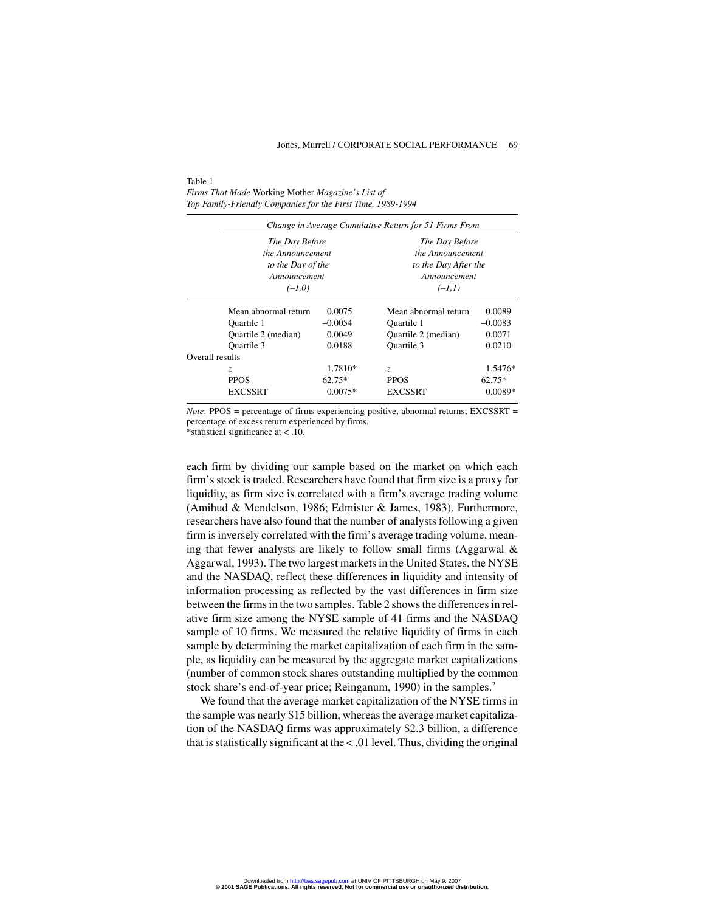Table 1
*Firms That Made* Working Mother *Magazine's List of Top Family-Friendly Companies for the First Time, 1989-1994*

| | Change in Average Cumulative Return for 51 Firms From | | | |
|---|---|---|---|---|
| | *The Day Before the Announcement to the Day of the Announcement (–1,0)* | | *The Day Before the Announcement to the Day After the Announcement (–1,1)* | |
| | Mean abnormal return | 0.0075 | Mean abnormal return | 0.0089 |
| | Quartile 1 | –0.0054 | Quartile 1 | –0.0083 |
| | Quartile 2 (median) | 0.0049 | Quartile 2 (median) | 0.0071 |
| | Quartile 3 | 0.0188 | Quartile 3 | 0.0210 |
| Overall results | | | | |
| | *z* | 1.7810* | *z* | 1.5476* |
| | PPOS | 62.75* | PPOS | 62.75* |
| | EXCSSRT | 0.0075* | EXCSSRT | 0.0089* |

*Note*: PPOS = percentage of firms experiencing positive, abnormal returns; EXCSSRT = percentage of excess return experienced by firms.
*statistical significance at < .10.

each firm by dividing our sample based on the market on which each firm's stock is traded. Researchers have found that firm size is a proxy for liquidity, as firm size is correlated with a firm's average trading volume (Amihud & Mendelson, 1986; Edmister & James, 1983). Furthermore, researchers have also found that the number of analysts following a given firm is inversely correlated with the firm's average trading volume, meaning that fewer analysts are likely to follow small firms (Aggarwal & Aggarwal, 1993). The two largest markets in the United States, the NYSE and the NASDAQ, reflect these differences in liquidity and intensity of information processing as reflected by the vast differences in firm size between the firms in the two samples. Table 2 shows the differences in relative firm size among the NYSE sample of 41 firms and the NASDAQ sample of 10 firms. We measured the relative liquidity of firms in each sample by determining the market capitalization of each firm in the sample, as liquidity can be measured by the aggregate market capitalizations (number of common stock shares outstanding multiplied by the common stock share's end-of-year price; Reinganum, 1990) in the samples.[2]

We found that the average market capitalization of the NYSE firms in the sample was nearly $15 billion, whereas the average market capitalization of the NASDAQ firms was approximately $2.3 billion, a difference that is statistically significant at the < .01 level. Thus, dividing the original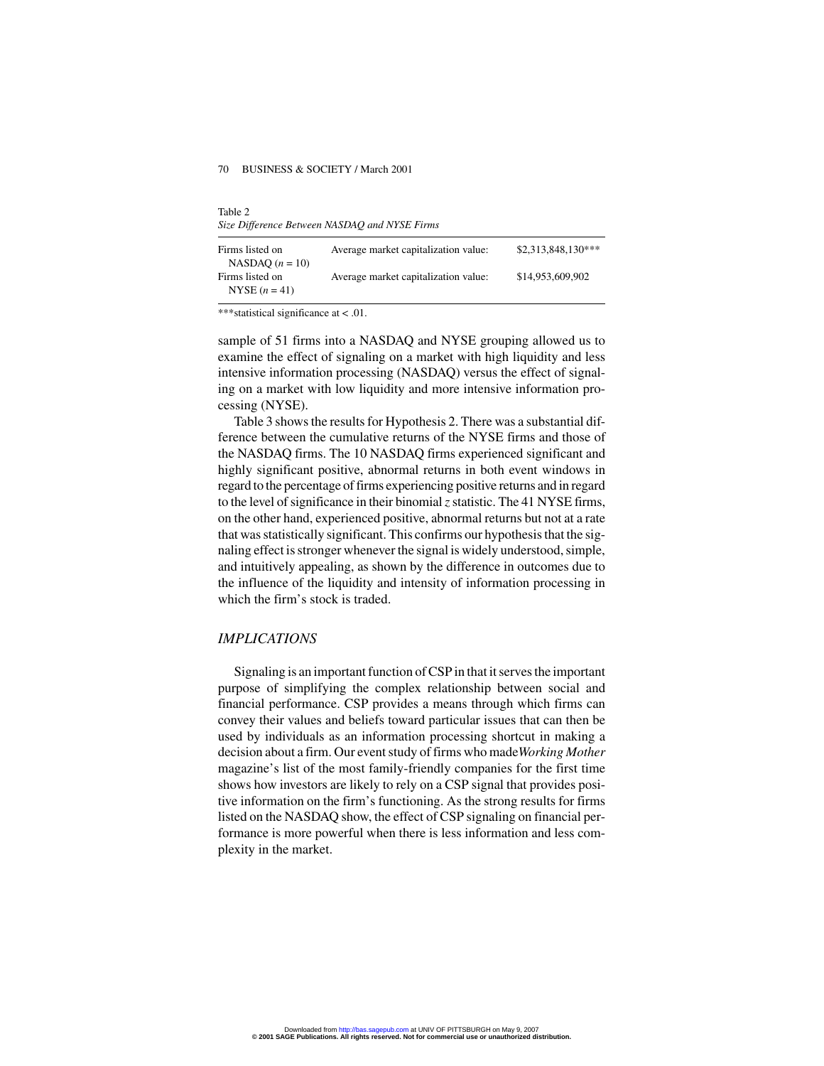Table 2
*Size Difference Between NASDAQ and NYSE Firms*

| | | |
|---|---|---|
| Firms listed on NASDAQ ($n$ = 10) | Average market capitalization value: | $2,313,848,130*** |
| Firms listed on NYSE ($n$ = 41) | Average market capitalization value: | $14,953,609,902 |

***statistical significance at < .01.

sample of 51 firms into a NASDAQ and NYSE grouping allowed us to examine the effect of signaling on a market with high liquidity and less intensive information processing (NASDAQ) versus the effect of signaling on a market with low liquidity and more intensive information processing (NYSE).

Table 3 shows the results for Hypothesis 2. There was a substantial difference between the cumulative returns of the NYSE firms and those of the NASDAQ firms. The 10 NASDAQ firms experienced significant and highly significant positive, abnormal returns in both event windows in regard to the percentage of firms experiencing positive returns and in regard to the level of significance in their binomial $z$ statistic. The 41 NYSE firms, on the other hand, experienced positive, abnormal returns but not at a rate that was statistically significant. This confirms our hypothesis that the signaling effect is stronger whenever the signal is widely understood, simple, and intuitively appealing, as shown by the difference in outcomes due to the influence of the liquidity and intensity of information processing in which the firm's stock is traded.

## *IMPLICATIONS*

Signaling is an important function of CSP in that it serves the important purpose of simplifying the complex relationship between social and financial performance. CSP provides a means through which firms can convey their values and beliefs toward particular issues that can then be used by individuals as an information processing shortcut in making a decision about a firm. Our event study of firms who made *Working Mother* magazine's list of the most family-friendly companies for the first time shows how investors are likely to rely on a CSP signal that provides positive information on the firm's functioning. As the strong results for firms listed on the NASDAQ show, the effect of CSP signaling on financial performance is more powerful when there is less information and less complexity in the market.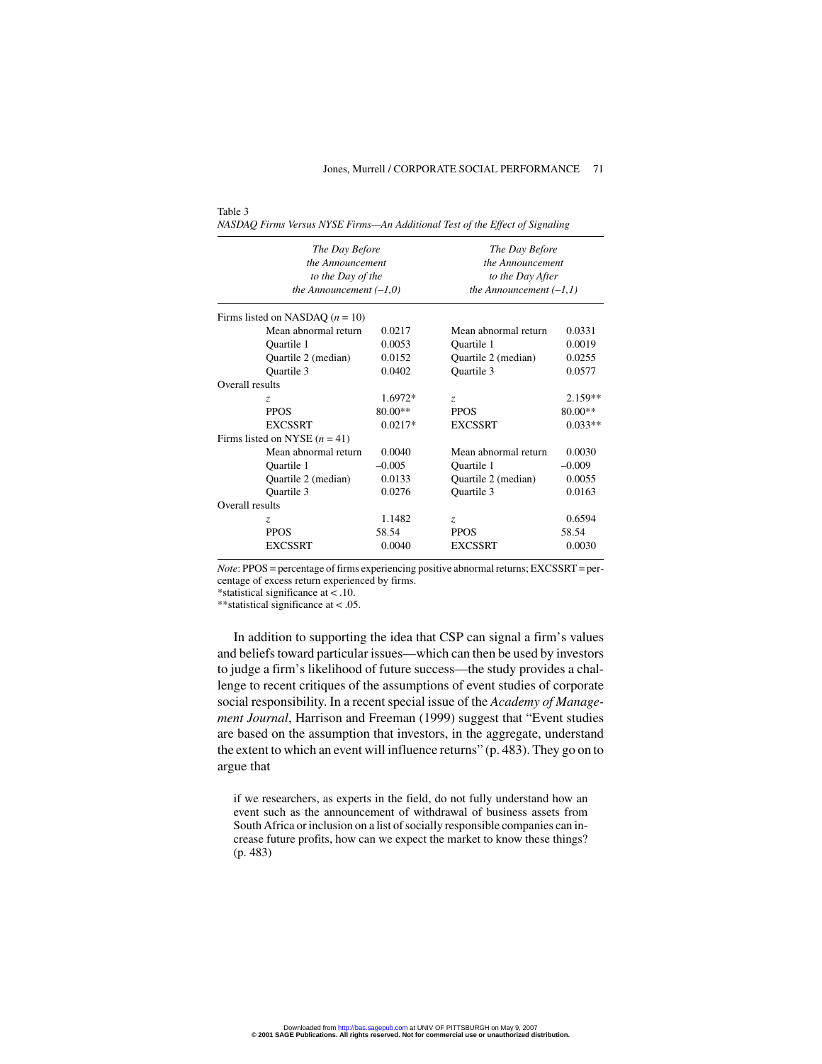Table 3

*NASDAQ Firms Versus NYSE Firms—An Additional Test of the Effect of Signaling*

| | *The Day Before the Announcement to the Day of the Announcement (–1,0)* | | *The Day Before the Announcement to the Day After the Announcement (–1,1)* | |
|---|---|---|---|---|
| Firms listed on NASDAQ ($n = 10$) | | | | |
| | Mean abnormal return | 0.0217 | Mean abnormal return | 0.0331 |
| | Quartile 1 | 0.0053 | Quartile 1 | 0.0019 |
| | Quartile 2 (median) | 0.0152 | Quartile 2 (median) | 0.0255 |
| | Quartile 3 | 0.0402 | Quartile 3 | 0.0577 |
| Overall results | | | | |
| | $z$ | 1.6972* | $z$ | 2.159** |
| | PPOS | 80.00** | PPOS | 80.00** |
| | EXCSSRT | 0.0217* | EXCSSRT | 0.033** |
| Firms listed on NYSE ($n = 41$) | | | | |
| | Mean abnormal return | 0.0040 | Mean abnormal return | 0.0030 |
| | Quartile 1 | –0.005 | Quartile 1 | –0.009 |
| | Quartile 2 (median) | 0.0133 | Quartile 2 (median) | 0.0055 |
| | Quartile 3 | 0.0276 | Quartile 3 | 0.0163 |
| Overall results | | | | |
| | $z$ | 1.1482 | $z$ | 0.6594 |
| | PPOS | 58.54 | PPOS | 58.54 |
| | EXCSSRT | 0.0040 | EXCSSRT | 0.0030 |

*Note*: PPOS = percentage of firms experiencing positive abnormal returns; EXCSSRT = percentage of excess return experienced by firms.
*statistical significance at < .10.
**statistical significance at < .05.

In addition to supporting the idea that CSP can signal a firm's values and beliefs toward particular issues—which can then be used by investors to judge a firm's likelihood of future success—the study provides a challenge to recent critiques of the assumptions of event studies of corporate social responsibility. In a recent special issue of the *Academy of Management Journal*, Harrison and Freeman (1999) suggest that "Event studies are based on the assumption that investors, in the aggregate, understand the extent to which an event will influence returns" (p. 483). They go on to argue that

> if we researchers, as experts in the field, do not fully understand how an event such as the announcement of withdrawal of business assets from South Africa or inclusion on a list of socially responsible companies can increase future profits, how can we expect the market to know these things? (p. 483)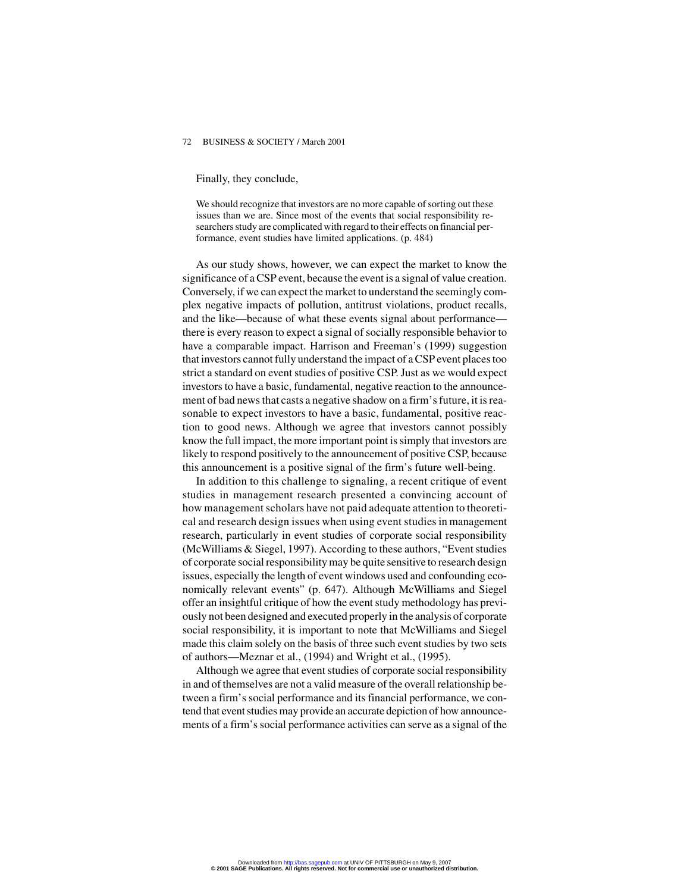Finally, they conclude,

> We should recognize that investors are no more capable of sorting out these issues than we are. Since most of the events that social responsibility researchers study are complicated with regard to their effects on financial performance, event studies have limited applications. (p. 484)

As our study shows, however, we can expect the market to know the significance of a CSP event, because the event is a signal of value creation. Conversely, if we can expect the market to understand the seemingly complex negative impacts of pollution, antitrust violations, product recalls, and the like—because of what these events signal about performance—there is every reason to expect a signal of socially responsible behavior to have a comparable impact. Harrison and Freeman's (1999) suggestion that investors cannot fully understand the impact of a CSP event places too strict a standard on event studies of positive CSP. Just as we would expect investors to have a basic, fundamental, negative reaction to the announcement of bad news that casts a negative shadow on a firm's future, it is reasonable to expect investors to have a basic, fundamental, positive reaction to good news. Although we agree that investors cannot possibly know the full impact, the more important point is simply that investors are likely to respond positively to the announcement of positive CSP, because this announcement is a positive signal of the firm's future well-being.

In addition to this challenge to signaling, a recent critique of event studies in management research presented a convincing account of how management scholars have not paid adequate attention to theoretical and research design issues when using event studies in management research, particularly in event studies of corporate social responsibility (McWilliams & Siegel, 1997). According to these authors, "Event studies of corporate social responsibility may be quite sensitive to research design issues, especially the length of event windows used and confounding economically relevant events" (p. 647). Although McWilliams and Siegel offer an insightful critique of how the event study methodology has previously not been designed and executed properly in the analysis of corporate social responsibility, it is important to note that McWilliams and Siegel made this claim solely on the basis of three such event studies by two sets of authors—Meznar et al., (1994) and Wright et al., (1995).

Although we agree that event studies of corporate social responsibility in and of themselves are not a valid measure of the overall relationship between a firm's social performance and its financial performance, we contend that event studies may provide an accurate depiction of how announcements of a firm's social performance activities can serve as a signal of the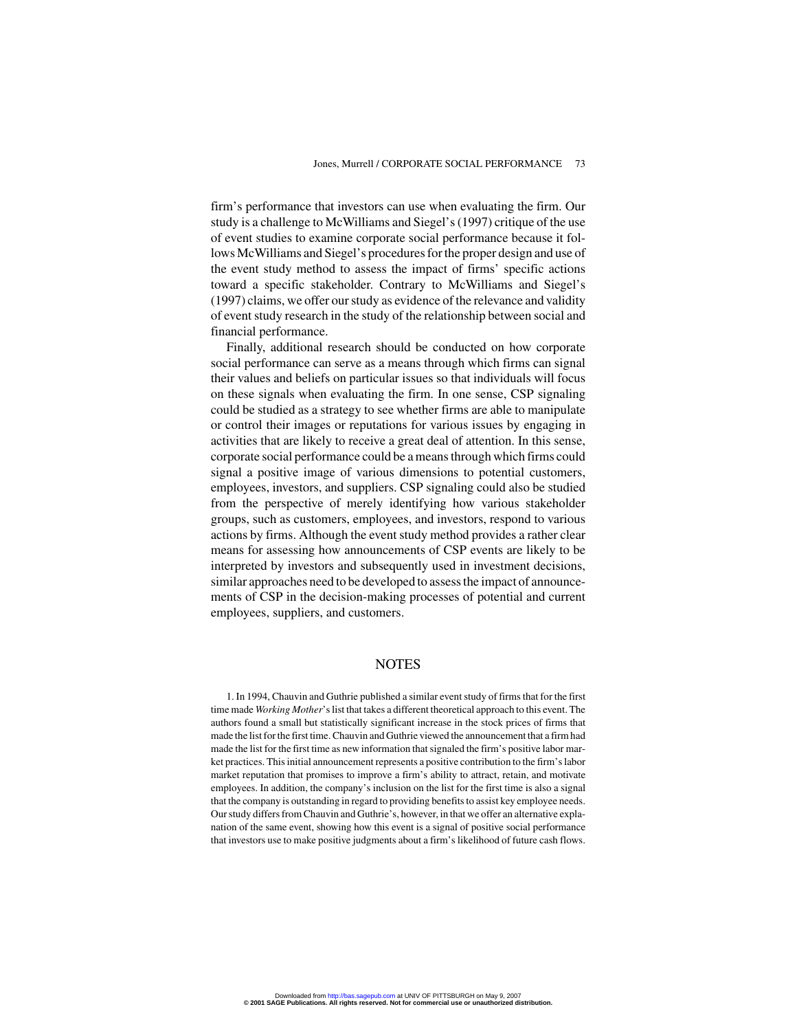firm's performance that investors can use when evaluating the firm. Our study is a challenge to McWilliams and Siegel's (1997) critique of the use of event studies to examine corporate social performance because it follows McWilliams and Siegel's procedures for the proper design and use of the event study method to assess the impact of firms' specific actions toward a specific stakeholder. Contrary to McWilliams and Siegel's (1997) claims, we offer our study as evidence of the relevance and validity of event study research in the study of the relationship between social and financial performance.

Finally, additional research should be conducted on how corporate social performance can serve as a means through which firms can signal their values and beliefs on particular issues so that individuals will focus on these signals when evaluating the firm. In one sense, CSP signaling could be studied as a strategy to see whether firms are able to manipulate or control their images or reputations for various issues by engaging in activities that are likely to receive a great deal of attention. In this sense, corporate social performance could be a means through which firms could signal a positive image of various dimensions to potential customers, employees, investors, and suppliers. CSP signaling could also be studied from the perspective of merely identifying how various stakeholder groups, such as customers, employees, and investors, respond to various actions by firms. Although the event study method provides a rather clear means for assessing how announcements of CSP events are likely to be interpreted by investors and subsequently used in investment decisions, similar approaches need to be developed to assess the impact of announcements of CSP in the decision-making processes of potential and current employees, suppliers, and customers.

## NOTES

1. In 1994, Chauvin and Guthrie published a similar event study of firms that for the first time made *Working Mother*'s list that takes a different theoretical approach to this event. The authors found a small but statistically significant increase in the stock prices of firms that made the list for the first time. Chauvin and Guthrie viewed the announcement that a firm had made the list for the first time as new information that signaled the firm's positive labor market practices. This initial announcement represents a positive contribution to the firm's labor market reputation that promises to improve a firm's ability to attract, retain, and motivate employees. In addition, the company's inclusion on the list for the first time is also a signal that the company is outstanding in regard to providing benefits to assist key employee needs. Our study differs from Chauvin and Guthrie's, however, in that we offer an alternative explanation of the same event, showing how this event is a signal of positive social performance that investors use to make positive judgments about a firm's likelihood of future cash flows.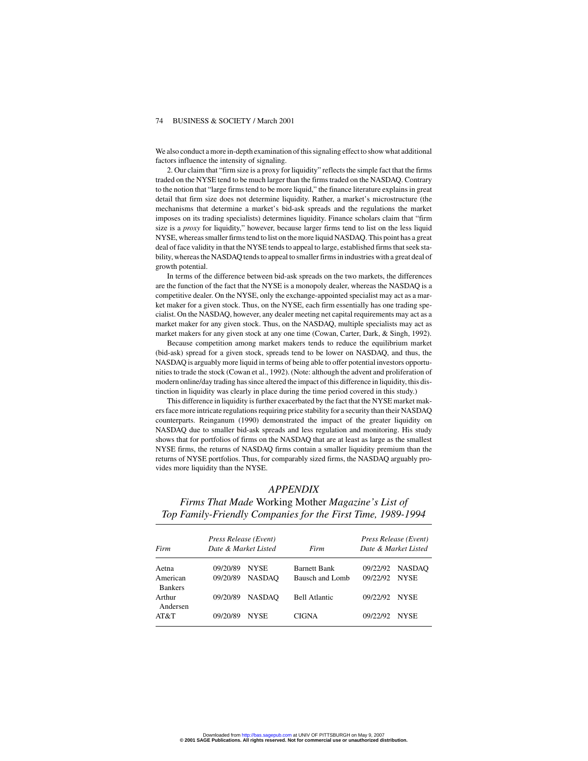We also conduct a more in-depth examination of this signaling effect to show what additional factors influence the intensity of signaling.

2. Our claim that "firm size is a proxy for liquidity" reflects the simple fact that the firms traded on the NYSE tend to be much larger than the firms traded on the NASDAQ. Contrary to the notion that "large firms tend to be more liquid," the finance literature explains in great detail that firm size does not determine liquidity. Rather, a market's microstructure (the mechanisms that determine a market's bid-ask spreads and the regulations the market imposes on its trading specialists) determines liquidity. Finance scholars claim that "firm size is a *proxy* for liquidity," however, because large firms tend to list on the less liquid NYSE, whereas smaller firms tend to list on the more liquid NASDAQ. This point has a great deal of face validity in that the NYSE tends to appeal to large, established firms that seek stability, whereas the NASDAQ tends to appeal to smaller firms in industries with a great deal of growth potential.

In terms of the difference between bid-ask spreads on the two markets, the differences are the function of the fact that the NYSE is a monopoly dealer, whereas the NASDAQ is a competitive dealer. On the NYSE, only the exchange-appointed specialist may act as a market maker for a given stock. Thus, on the NYSE, each firm essentially has one trading specialist. On the NASDAQ, however, any dealer meeting net capital requirements may act as a market maker for any given stock. Thus, on the NASDAQ, multiple specialists may act as market makers for any given stock at any one time (Cowan, Carter, Dark, & Singh, 1992).

Because competition among market makers tends to reduce the equilibrium market (bid-ask) spread for a given stock, spreads tend to be lower on NASDAQ, and thus, the NASDAQ is arguably more liquid in terms of being able to offer potential investors opportunities to trade the stock (Cowan et al., 1992). (Note: although the advent and proliferation of modern online/day trading has since altered the impact of this difference in liquidity, this distinction in liquidity was clearly in place during the time period covered in this study.)

This difference in liquidity is further exacerbated by the fact that the NYSE market makers face more intricate regulations requiring price stability for a security than their NASDAQ counterparts. Reinganum (1990) demonstrated the impact of the greater liquidity on NASDAQ due to smaller bid-ask spreads and less regulation and monitoring. His study shows that for portfolios of firms on the NASDAQ that are at least as large as the smallest NYSE firms, the returns of NASDAQ firms contain a smaller liquidity premium than the returns of NYSE portfolios. Thus, for comparably sized firms, the NASDAQ arguably provides more liquidity than the NYSE.

## APPENDIX

### *Firms That Made* Working Mother *Magazine's List of Top Family-Friendly Companies for the First Time, 1989-1994*

| Firm | Press Release (Event) Date | Market Listed | Firm | Press Release (Event) Date | Market Listed |
|---|---|---|---|---|---|
| Aetna | 09/20/89 | NYSE | Barnett Bank | 09/22/92 | NASDAQ |
| American Bankers | 09/20/89 | NASDAQ | Bausch and Lomb | 09/22/92 | NYSE |
| Arthur Andersen | 09/20/89 | NASDAQ | Bell Atlantic | 09/22/92 | NYSE |
| AT&T | 09/20/89 | NYSE | CIGNA | 09/22/92 | NYSE |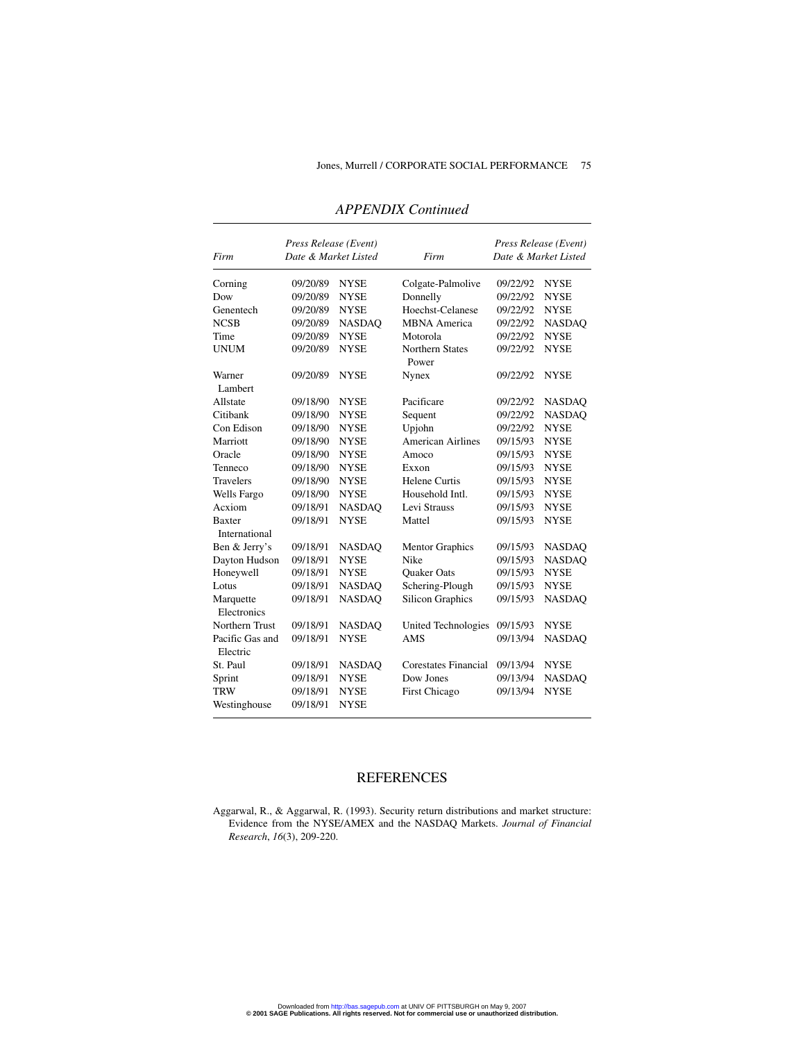*APPENDIX Continued*

| *Firm* | *Press Release (Event) Date & Market Listed* | | *Firm* | *Press Release (Event) Date & Market Listed* | |
|---|---|---|---|---|---|
| Corning | 09/20/89 | NYSE | Colgate-Palmolive | 09/22/92 | NYSE |
| Dow | 09/20/89 | NYSE | Donnelly | 09/22/92 | NYSE |
| Genentech | 09/20/89 | NYSE | Hoechst-Celanese | 09/22/92 | NYSE |
| NCSB | 09/20/89 | NASDAQ | MBNA America | 09/22/92 | NASDAQ |
| Time | 09/20/89 | NYSE | Motorola | 09/22/92 | NYSE |
| UNUM | 09/20/89 | NYSE | Northern States Power | 09/22/92 | NYSE |
| Warner Lambert | 09/20/89 | NYSE | Nynex | 09/22/92 | NYSE |
| Allstate | 09/18/90 | NYSE | Pacificare | 09/22/92 | NASDAQ |
| Citibank | 09/18/90 | NYSE | Sequent | 09/22/92 | NASDAQ |
| Con Edison | 09/18/90 | NYSE | Upjohn | 09/22/92 | NYSE |
| Marriott | 09/18/90 | NYSE | American Airlines | 09/15/93 | NYSE |
| Oracle | 09/18/90 | NYSE | Amoco | 09/15/93 | NYSE |
| Tenneco | 09/18/90 | NYSE | Exxon | 09/15/93 | NYSE |
| Travelers | 09/18/90 | NYSE | Helene Curtis | 09/15/93 | NYSE |
| Wells Fargo | 09/18/90 | NYSE | Household Intl. | 09/15/93 | NYSE |
| Acxiom | 09/18/91 | NASDAQ | Levi Strauss | 09/15/93 | NYSE |
| Baxter International | 09/18/91 | NYSE | Mattel | 09/15/93 | NYSE |
| Ben & Jerry's | 09/18/91 | NASDAQ | Mentor Graphics | 09/15/93 | NASDAQ |
| Dayton Hudson | 09/18/91 | NYSE | Nike | 09/15/93 | NASDAQ |
| Honeywell | 09/18/91 | NYSE | Quaker Oats | 09/15/93 | NYSE |
| Lotus | 09/18/91 | NASDAQ | Schering-Plough | 09/15/93 | NYSE |
| Marquette Electronics | 09/18/91 | NASDAQ | Silicon Graphics | 09/15/93 | NASDAQ |
| Northern Trust | 09/18/91 | NASDAQ | United Technologies | 09/15/93 | NYSE |
| Pacific Gas and Electric | 09/18/91 | NYSE | AMS | 09/13/94 | NASDAQ |
| St. Paul | 09/18/91 | NASDAQ | Corestates Financial | 09/13/94 | NYSE |
| Sprint | 09/18/91 | NYSE | Dow Jones | 09/13/94 | NASDAQ |
| TRW | 09/18/91 | NYSE | First Chicago | 09/13/94 | NYSE |
| Westinghouse | 09/18/91 | NYSE | | | |

## REFERENCES

Aggarwal, R., & Aggarwal, R. (1993). Security return distributions and market structure: Evidence from the NYSE/AMEX and the NASDAQ Markets. *Journal of Financial Research*, *16*(3), 209-220.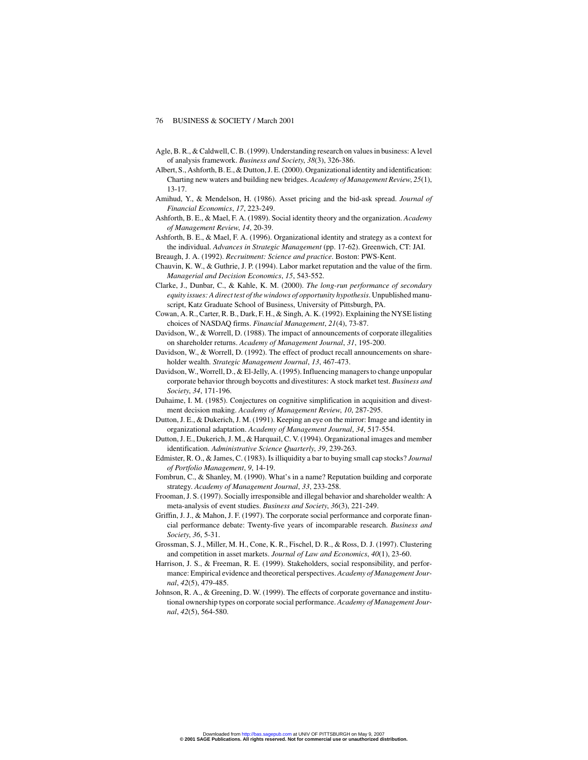Agle, B. R., & Caldwell, C. B. (1999). Understanding research on values in business: A level of analysis framework. *Business and Society*, *38*(3), 326-386.

Albert, S., Ashforth, B. E., & Dutton, J. E. (2000). Organizational identity and identification: Charting new waters and building new bridges. *Academy of Management Review*, *25*(1), 13-17.

Amihud, Y., & Mendelson, H. (1986). Asset pricing and the bid-ask spread. *Journal of Financial Economics*, *17*, 223-249.

Ashforth, B. E., & Mael, F. A. (1989). Social identity theory and the organization. *Academy of Management Review*, *14*, 20-39.

Ashforth, B. E., & Mael, F. A. (1996). Organizational identity and strategy as a context for the individual. *Advances in Strategic Management* (pp. 17-62). Greenwich, CT: JAI.

Breaugh, J. A. (1992). *Recruitment: Science and practice*. Boston: PWS-Kent.

Chauvin, K. W., & Guthrie, J. P. (1994). Labor market reputation and the value of the firm. *Managerial and Decision Economics*, *15*, 543-552.

Clarke, J., Dunbar, C., & Kahle, K. M. (2000). *The long-run performance of secondary equity issues: A direct test of the windows of opportunity hypothesis*. Unpublished manuscript, Katz Graduate School of Business, University of Pittsburgh, PA.

Cowan, A. R., Carter, R. B., Dark, F. H., & Singh, A. K. (1992). Explaining the NYSE listing choices of NASDAQ firms. *Financial Management*, *21*(4), 73-87.

Davidson, W., & Worrell, D. (1988). The impact of announcements of corporate illegalities on shareholder returns. *Academy of Management Journal*, *31*, 195-200.

Davidson, W., & Worrell, D. (1992). The effect of product recall announcements on shareholder wealth. *Strategic Management Journal*, *13*, 467-473.

Davidson, W., Worrell, D., & El-Jelly, A. (1995). Influencing managers to change unpopular corporate behavior through boycotts and divestitures: A stock market test. *Business and Society*, *34*, 171-196.

Duhaime, I. M. (1985). Conjectures on cognitive simplification in acquisition and divestment decision making. *Academy of Management Review*, *10*, 287-295.

Dutton, J. E., & Dukerich, J. M. (1991). Keeping an eye on the mirror: Image and identity in organizational adaptation. *Academy of Management Journal*, *34*, 517-554.

Dutton, J. E., Dukerich, J. M., & Harquail, C. V. (1994). Organizational images and member identification. *Administrative Science Quarterly*, *39*, 239-263.

Edmister, R. O., & James, C. (1983). Is illiquidity a bar to buying small cap stocks? *Journal of Portfolio Management*, *9*, 14-19.

Fombrun, C., & Shanley, M. (1990). What's in a name? Reputation building and corporate strategy. *Academy of Management Journal*, *33*, 233-258.

Frooman, J. S. (1997). Socially irresponsible and illegal behavior and shareholder wealth: A meta-analysis of event studies. *Business and Society*, *36*(3), 221-249.

Griffin, J. J., & Mahon, J. F. (1997). The corporate social performance and corporate financial performance debate: Twenty-five years of incomparable research. *Business and Society*, *36*, 5-31.

Grossman, S. J., Miller, M. H., Cone, K. R., Fischel, D. R., & Ross, D. J. (1997). Clustering and competition in asset markets. *Journal of Law and Economics*, *40*(1), 23-60.

Harrison, J. S., & Freeman, R. E. (1999). Stakeholders, social responsibility, and performance: Empirical evidence and theoretical perspectives. *Academy of Management Journal*, *42*(5), 479-485.

Johnson, R. A., & Greening, D. W. (1999). The effects of corporate governance and institutional ownership types on corporate social performance. *Academy of Management Journal*, *42*(5), 564-580.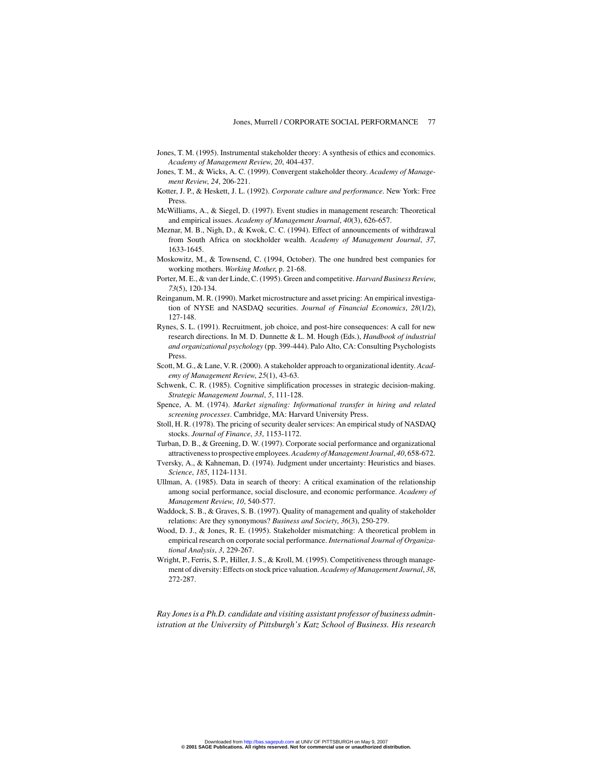Jones, T. M. (1995). Instrumental stakeholder theory: A synthesis of ethics and economics. *Academy of Management Review*, *20*, 404-437.

Jones, T. M., & Wicks, A. C. (1999). Convergent stakeholder theory. *Academy of Management Review*, *24*, 206-221.

Kotter, J. P., & Heskett, J. L. (1992). *Corporate culture and performance*. New York: Free Press.

McWilliams, A., & Siegel, D. (1997). Event studies in management research: Theoretical and empirical issues. *Academy of Management Journal*, *40*(3), 626-657.

Meznar, M. B., Nigh, D., & Kwok, C. C. (1994). Effect of announcements of withdrawal from South Africa on stockholder wealth. *Academy of Management Journal*, *37*, 1633-1645.

Moskowitz, M., & Townsend, C. (1994, October). The one hundred best companies for working mothers. *Working Mother*, p. 21-68.

Porter, M. E., & van der Linde, C. (1995). Green and competitive. *Harvard Business Review*, *73*(5), 120-134.

Reinganum, M. R. (1990). Market microstructure and asset pricing: An empirical investigation of NYSE and NASDAQ securities. *Journal of Financial Economics*, *28*(1/2), 127-148.

Rynes, S. L. (1991). Recruitment, job choice, and post-hire consequences: A call for new research directions. In M. D. Dunnette & L. M. Hough (Eds.), *Handbook of industrial and organizational psychology* (pp. 399-444). Palo Alto, CA: Consulting Psychologists Press.

Scott, M. G., & Lane, V. R. (2000). A stakeholder approach to organizational identity. *Academy of Management Review*, *25*(1), 43-63.

Schwenk, C. R. (1985). Cognitive simplification processes in strategic decision-making. *Strategic Management Journal*, *5*, 111-128.

Spence, A. M. (1974). *Market signaling: Informational transfer in hiring and related screening processes*. Cambridge, MA: Harvard University Press.

Stoll, H. R. (1978). The pricing of security dealer services: An empirical study of NASDAQ stocks. *Journal of Finance*, *33*, 1153-1172.

Turban, D. B., & Greening, D. W. (1997). Corporate social performance and organizational attractiveness to prospective employees. *Academy of Management Journal*, *40*, 658-672.

Tversky, A., & Kahneman, D. (1974). Judgment under uncertainty: Heuristics and biases. *Science*, *185*, 1124-1131.

Ullman, A. (1985). Data in search of theory: A critical examination of the relationship among social performance, social disclosure, and economic performance. *Academy of Management Review*, *10*, 540-577.

Waddock, S. B., & Graves, S. B. (1997). Quality of management and quality of stakeholder relations: Are they synonymous? *Business and Society*, *36*(3), 250-279.

Wood, D. J., & Jones, R. E. (1995). Stakeholder mismatching: A theoretical problem in empirical research on corporate social performance. *International Journal of Organizational Analysis*, *3*, 229-267.

Wright, P., Ferris, S. P., Hiller, J. S., & Kroll, M. (1995). Competitiveness through management of diversity: Effects on stock price valuation. *Academy of Management Journal*, *38*, 272-287.

*Ray Jones is a Ph.D. candidate and visiting assistant professor of business administration at the University of Pittsburgh's Katz School of Business. His research*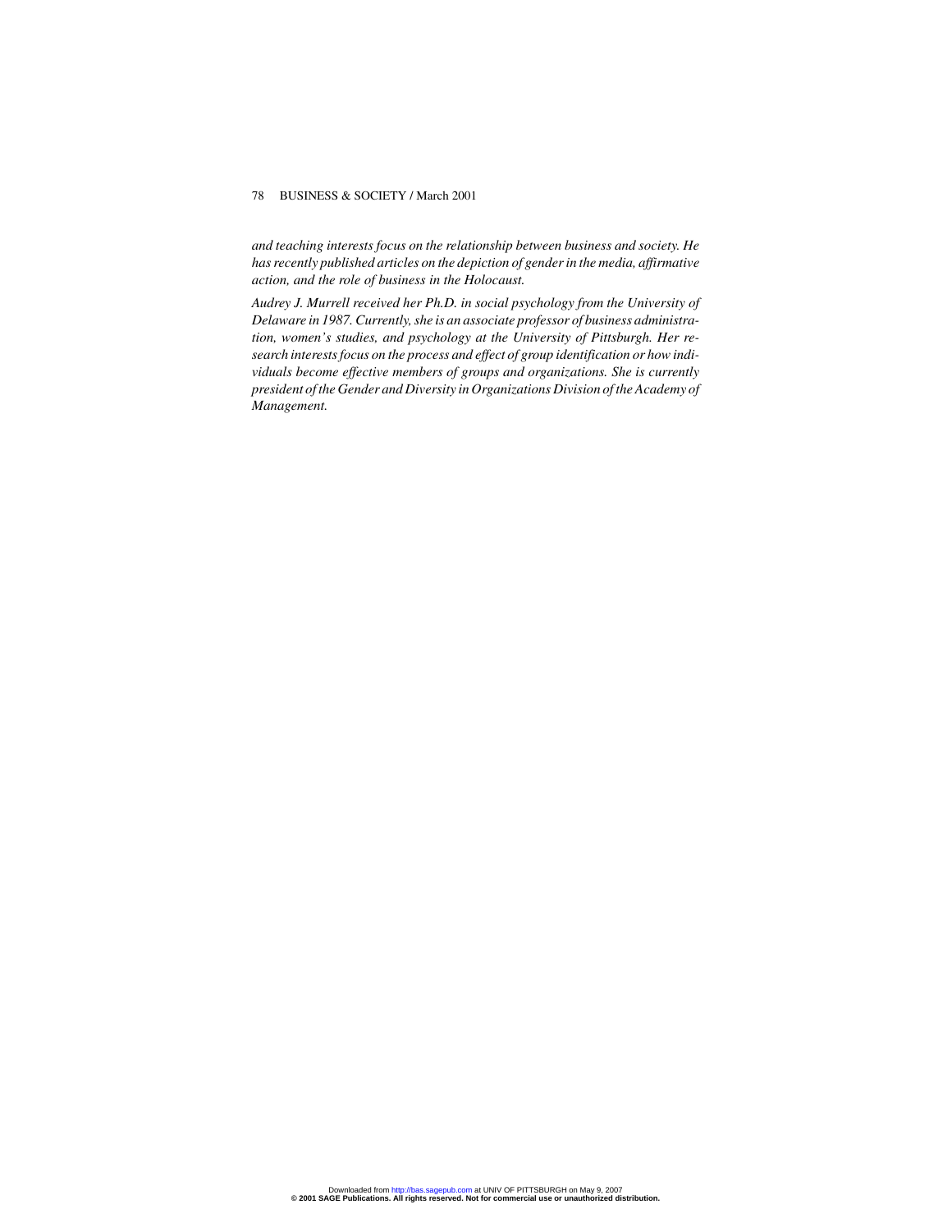*and teaching interests focus on the relationship between business and society. He has recently published articles on the depiction of gender in the media, affirmative action, and the role of business in the Holocaust.*

*Audrey J. Murrell received her Ph.D. in social psychology from the University of Delaware in 1987. Currently, she is an associate professor of business administration, women's studies, and psychology at the University of Pittsburgh. Her research interests focus on the process and effect of group identification or how individuals become effective members of groups and organizations. She is currently president of the Gender and Diversity in Organizations Division of the Academy of Management.*